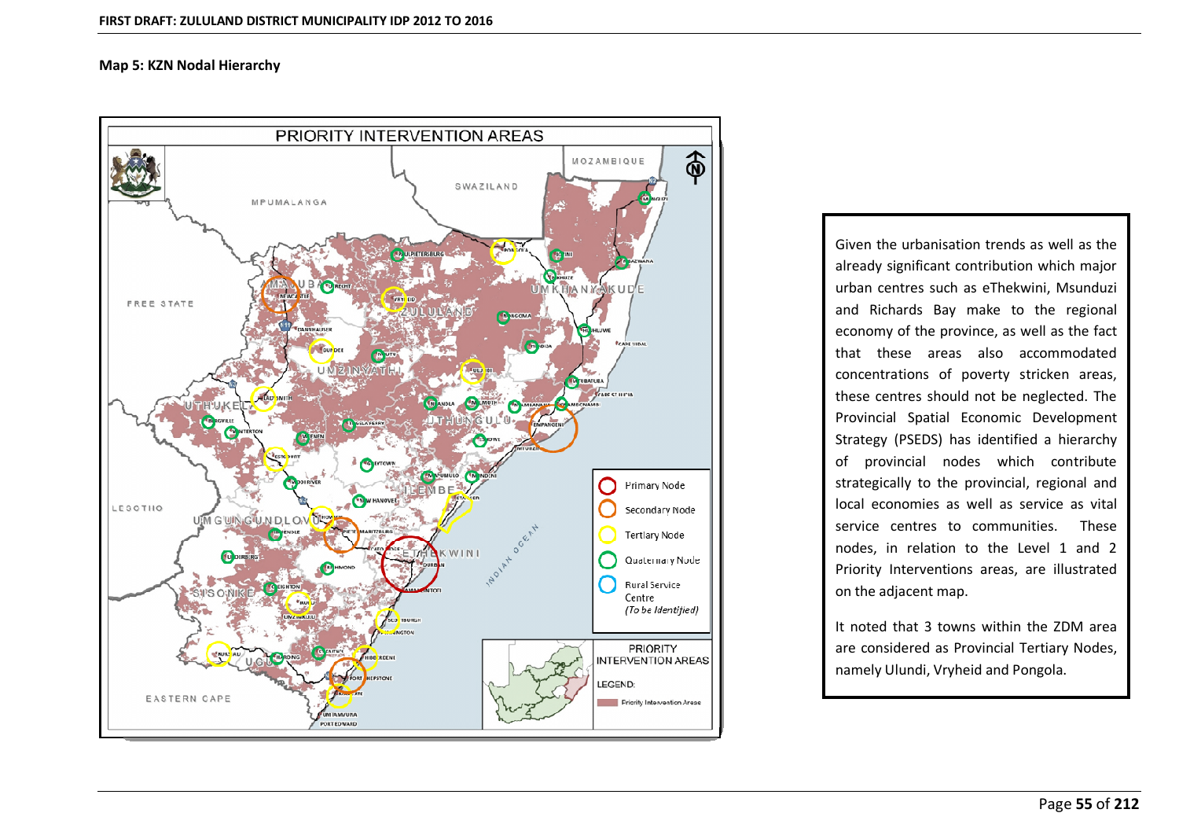**Map 5: KZN Nodal Hierarchy**

Given the urbanisation trends as well as the already significant contribution which major urban centres such as eThekwini, Msunduzi and Richards Bay make to the regional economy of the province, as well as the fact that these areas also accommodated concentrations of poverty stricken areas, these centres should not be neglected. The Provincial Spatial Economic Development Strategy (PSEDS) has identified a hierarchy of provincial nodes which contribute strategically to the provincial, regional and local economies as well as service as vital service centres to communities. These nodes, in relation to the Level 1 and 2 Priority Interventions areas, are illustrated on the adjacent map.

It noted that 3 towns within the ZDM area are considered as Provincial Tertiary Nodes, namely Ulundi, Vryheid and Pongola.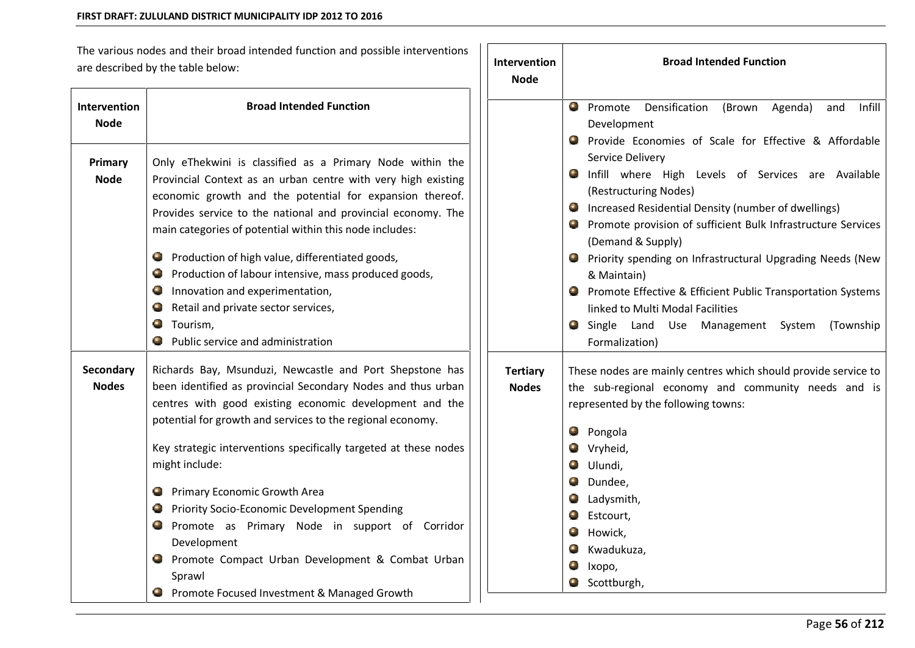The various nodes and their broad intended function and possible interventions are described by the table below:

| Intervention Node | Broad Intended Function |
|---|---|
| **Primary Node** | Only eThekwini is classified as a Primary Node within the Provincial Context as an urban centre with very high existing economic growth and the potential for expansion thereof. Provides service to the national and provincial economy. The main categories of potential within this node includes:<br><br>- Production of high value, differentiated goods,<br>- Production of labour intensive, mass produced goods,<br>- Innovation and experimentation,<br>- Retail and private sector services,<br>- Tourism,<br>- Public service and administration |
| **Secondary Nodes** | Richards Bay, Msunduzi, Newcastle and Port Shepstone has been identified as provincial Secondary Nodes and thus urban centres with good existing economic development and the potential for growth and services to the regional economy.<br><br>Key strategic interventions specifically targeted at these nodes might include:<br><br>- Primary Economic Growth Area<br>- Priority Socio-Economic Development Spending<br>- Promote as Primary Node in support of Corridor Development<br>- Promote Compact Urban Development & Combat Urban Sprawl<br>- Promote Focused Investment & Managed Growth<br>- Promote Densification (Brown Agenda) and Infill Development<br>- Provide Economies of Scale for Effective & Affordable Service Delivery<br>- Infill where High Levels of Services are Available (Restructuring Nodes)<br>- Increased Residential Density (number of dwellings)<br>- Promote provision of sufficient Bulk Infrastructure Services (Demand & Supply)<br>- Priority spending on Infrastructural Upgrading Needs (New & Maintain)<br>- Promote Effective & Efficient Public Transportation Systems linked to Multi Modal Facilities<br>- Single Land Use Management System (Township Formalization) |
| **Tertiary Nodes** | These nodes are mainly centres which should provide service to the sub-regional economy and community needs and is represented by the following towns:<br><br>- Pongola<br>- Vryheid,<br>- Ulundi,<br>- Dundee,<br>- Ladysmith,<br>- Estcourt,<br>- Howick,<br>- Kwadukuza,<br>- Ixopo,<br>- Scottburgh, |